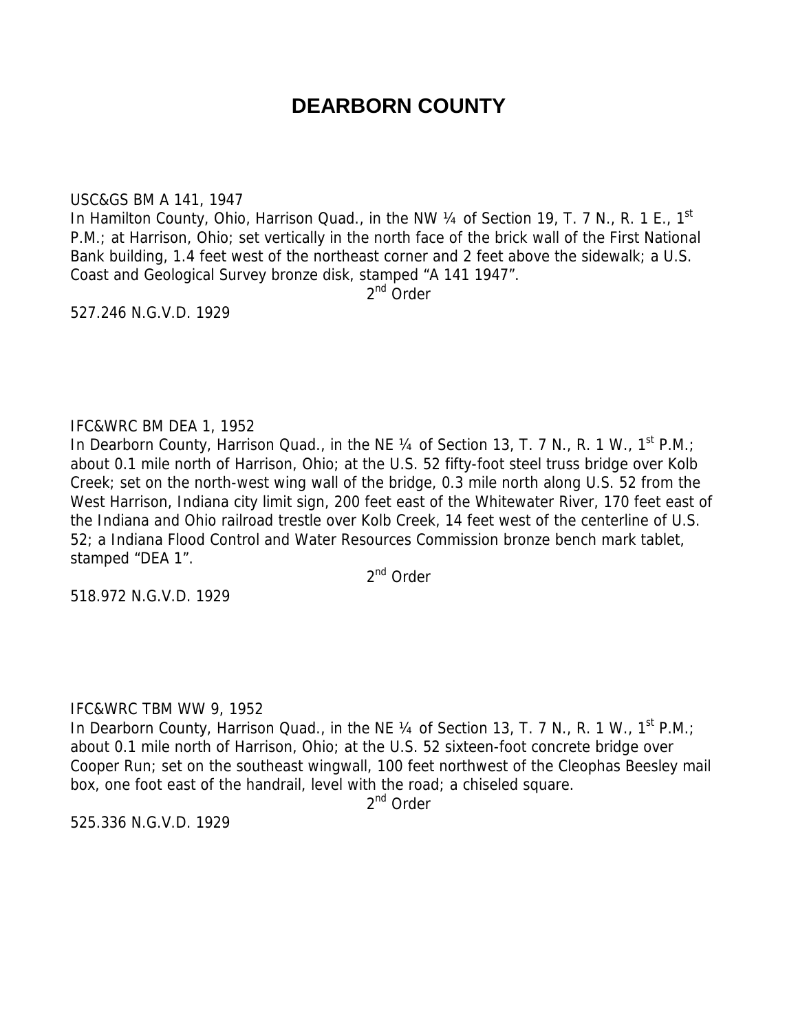# DEARBORN COUNTY

USC&GS BM A 141, 1947
In Hamilton County, Ohio, Harrison Quad., in the NW ¼ of Section 19, T. 7 N., R. 1 E., 1st P.M.; at Harrison, Ohio; set vertically in the north face of the brick wall of the First National Bank building, 1.4 feet west of the northeast corner and 2 feet above the sidewalk; a U.S. Coast and Geological Survey bronze disk, stamped "A 141 1947".

2nd Order

527.246 N.G.V.D. 1929

IFC&WRC BM DEA 1, 1952
In Dearborn County, Harrison Quad., in the NE ¼ of Section 13, T. 7 N., R. 1 W., 1st P.M.; about 0.1 mile north of Harrison, Ohio; at the U.S. 52 fifty-foot steel truss bridge over Kolb Creek; set on the north-west wing wall of the bridge, 0.3 mile north along U.S. 52 from the West Harrison, Indiana city limit sign, 200 feet east of the Whitewater River, 170 feet east of the Indiana and Ohio railroad trestle over Kolb Creek, 14 feet west of the centerline of U.S. 52; a Indiana Flood Control and Water Resources Commission bronze bench mark tablet, stamped "DEA 1".

2nd Order

518.972 N.G.V.D. 1929

IFC&WRC TBM WW 9, 1952
In Dearborn County, Harrison Quad., in the NE ¼ of Section 13, T. 7 N., R. 1 W., 1st P.M.; about 0.1 mile north of Harrison, Ohio; at the U.S. 52 sixteen-foot concrete bridge over Cooper Run; set on the southeast wingwall, 100 feet northwest of the Cleophas Beesley mail box, one foot east of the handrail, level with the road; a chiseled square.

2nd Order

525.336 N.G.V.D. 1929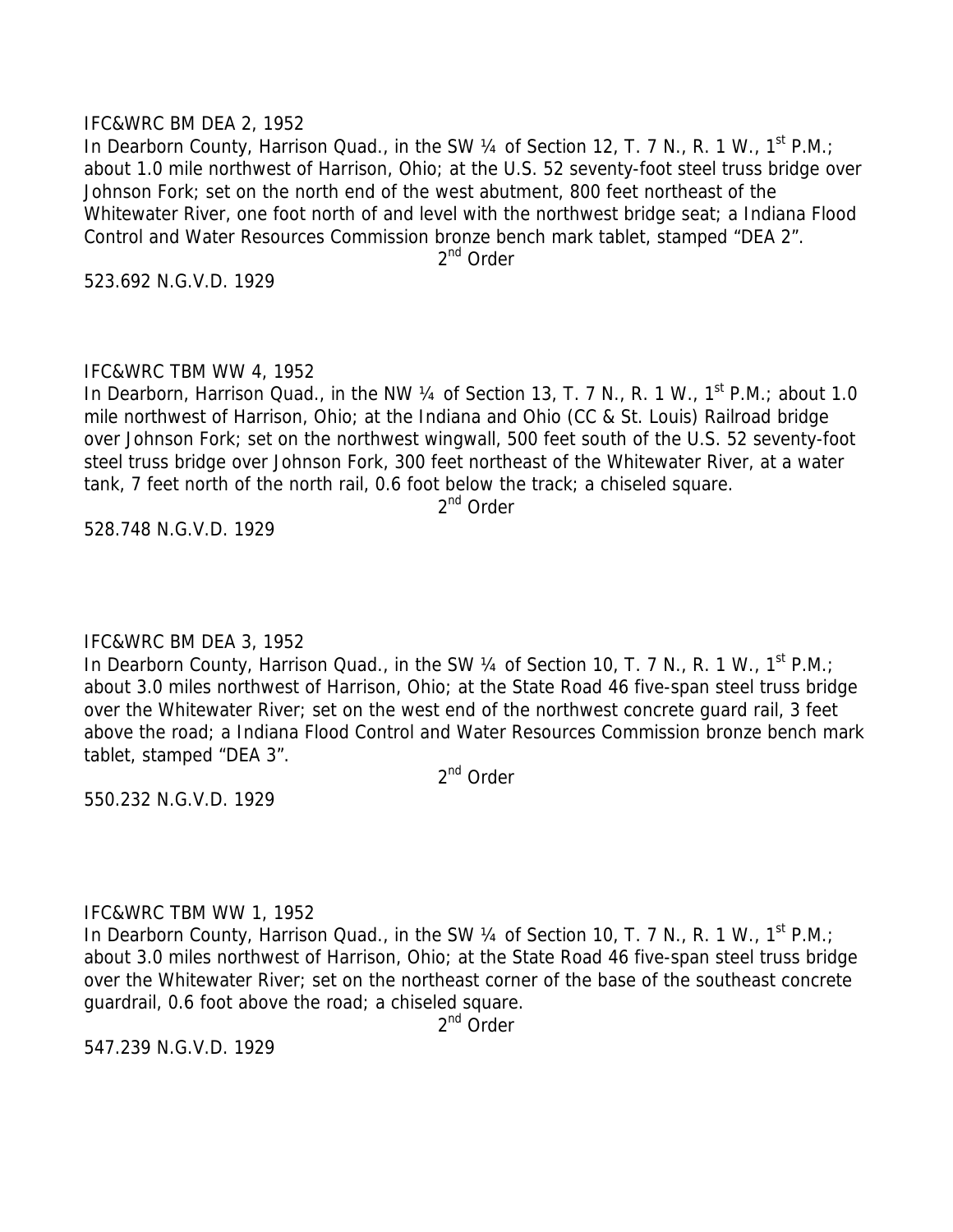IFC&WRC BM DEA 2, 1952

In Dearborn County, Harrison Quad., in the SW ¼ of Section 12, T. 7 N., R. 1 W., 1st P.M.; about 1.0 mile northwest of Harrison, Ohio; at the U.S. 52 seventy-foot steel truss bridge over Johnson Fork; set on the north end of the west abutment, 800 feet northeast of the Whitewater River, one foot north of and level with the northwest bridge seat; a Indiana Flood Control and Water Resources Commission bronze bench mark tablet, stamped "DEA 2".

2nd Order

523.692 N.G.V.D. 1929

IFC&WRC TBM WW 4, 1952

In Dearborn, Harrison Quad., in the NW ¼ of Section 13, T. 7 N., R. 1 W., 1st P.M.; about 1.0 mile northwest of Harrison, Ohio; at the Indiana and Ohio (CC & St. Louis) Railroad bridge over Johnson Fork; set on the northwest wingwall, 500 feet south of the U.S. 52 seventy-foot steel truss bridge over Johnson Fork, 300 feet northeast of the Whitewater River, at a water tank, 7 feet north of the north rail, 0.6 foot below the track; a chiseled square.

2nd Order

528.748 N.G.V.D. 1929

IFC&WRC BM DEA 3, 1952

In Dearborn County, Harrison Quad., in the SW ¼ of Section 10, T. 7 N., R. 1 W., 1st P.M.; about 3.0 miles northwest of Harrison, Ohio; at the State Road 46 five-span steel truss bridge over the Whitewater River; set on the west end of the northwest concrete guard rail, 3 feet above the road; a Indiana Flood Control and Water Resources Commission bronze bench mark tablet, stamped "DEA 3".

2nd Order

550.232 N.G.V.D. 1929

IFC&WRC TBM WW 1, 1952

In Dearborn County, Harrison Quad., in the SW ¼ of Section 10, T. 7 N., R. 1 W., 1st P.M.; about 3.0 miles northwest of Harrison, Ohio; at the State Road 46 five-span steel truss bridge over the Whitewater River; set on the northeast corner of the base of the southeast concrete guardrail, 0.6 foot above the road; a chiseled square.

2nd Order

547.239 N.G.V.D. 1929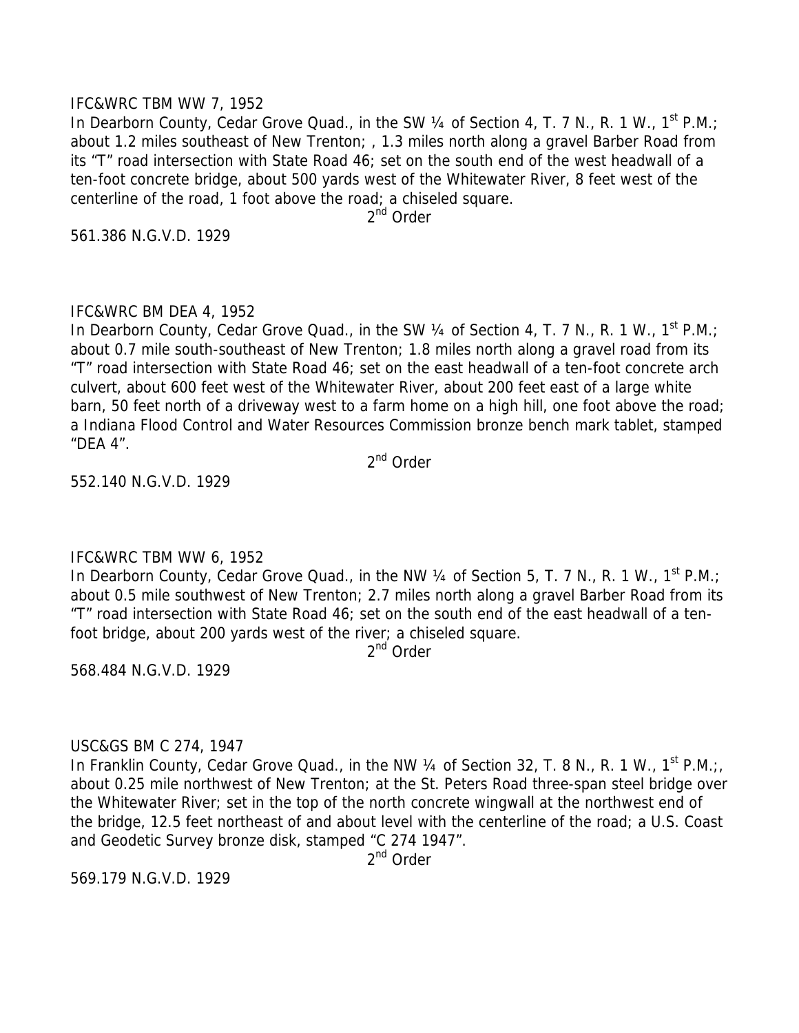IFC&WRC TBM WW 7, 1952

In Dearborn County, Cedar Grove Quad., in the SW ¼ of Section 4, T. 7 N., R. 1 W., 1st P.M.; about 1.2 miles southeast of New Trenton; , 1.3 miles north along a gravel Barber Road from its "T" road intersection with State Road 46; set on the south end of the west headwall of a ten-foot concrete bridge, about 500 yards west of the Whitewater River, 8 feet west of the centerline of the road, 1 foot above the road; a chiseled square.

2nd Order

561.386 N.G.V.D. 1929

IFC&WRC BM DEA 4, 1952

In Dearborn County, Cedar Grove Quad., in the SW ¼ of Section 4, T. 7 N., R. 1 W., 1st P.M.; about 0.7 mile south-southeast of New Trenton; 1.8 miles north along a gravel road from its "T" road intersection with State Road 46; set on the east headwall of a ten-foot concrete arch culvert, about 600 feet west of the Whitewater River, about 200 feet east of a large white barn, 50 feet north of a driveway west to a farm home on a high hill, one foot above the road; a Indiana Flood Control and Water Resources Commission bronze bench mark tablet, stamped "DEA 4".

2nd Order

552.140 N.G.V.D. 1929

IFC&WRC TBM WW 6, 1952

In Dearborn County, Cedar Grove Quad., in the NW ¼ of Section 5, T. 7 N., R. 1 W., 1st P.M.; about 0.5 mile southwest of New Trenton; 2.7 miles north along a gravel Barber Road from its "T" road intersection with State Road 46; set on the south end of the east headwall of a ten-foot bridge, about 200 yards west of the river; a chiseled square.

2nd Order

568.484 N.G.V.D. 1929

USC&GS BM C 274, 1947

In Franklin County, Cedar Grove Quad., in the NW ¼ of Section 32, T. 8 N., R. 1 W., 1st P.M.;, about 0.25 mile northwest of New Trenton; at the St. Peters Road three-span steel bridge over the Whitewater River; set in the top of the north concrete wingwall at the northwest end of the bridge, 12.5 feet northeast of and about level with the centerline of the road; a U.S. Coast and Geodetic Survey bronze disk, stamped "C 274 1947".

2nd Order

569.179 N.G.V.D. 1929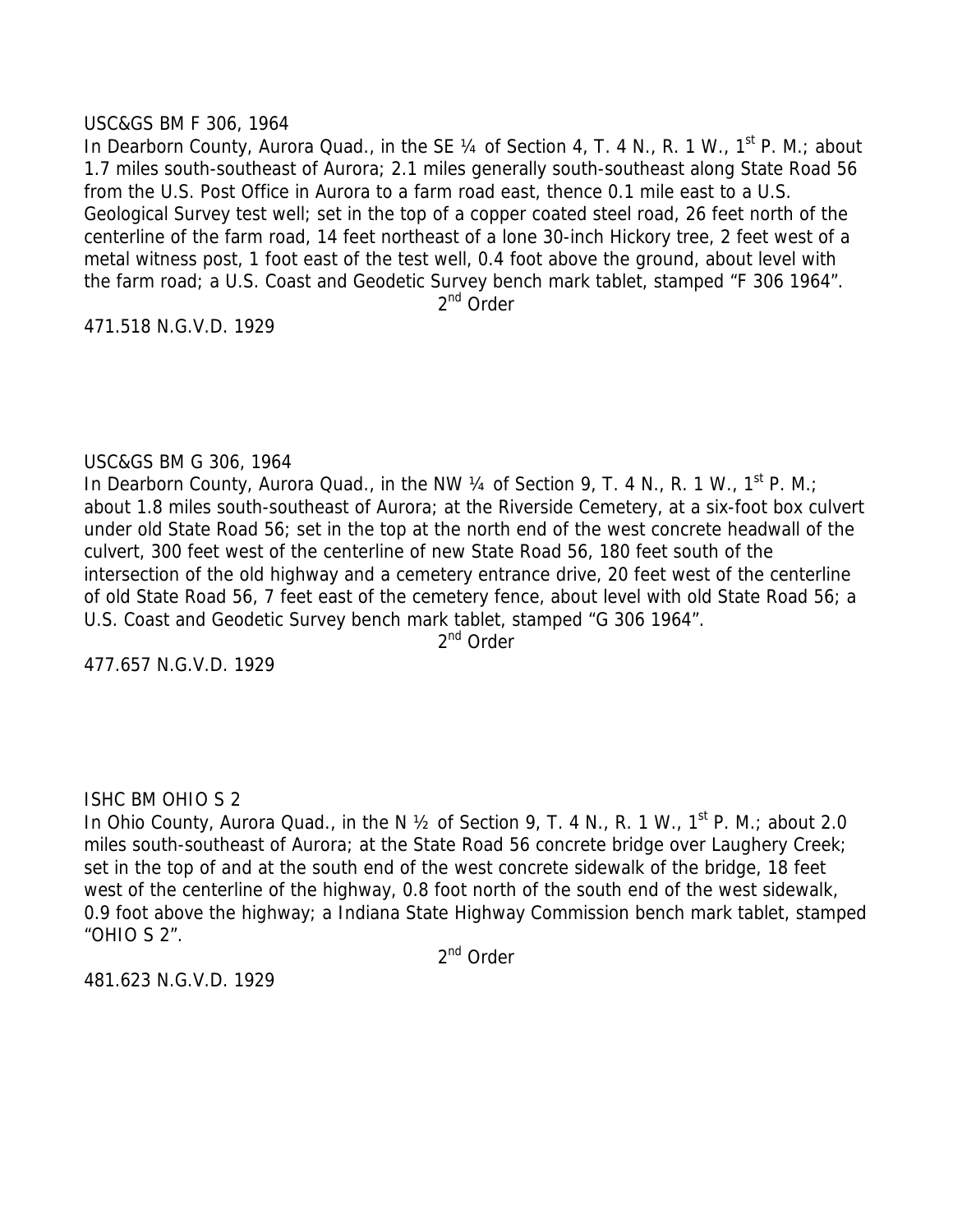USC&GS BM F 306, 1964

In Dearborn County, Aurora Quad., in the SE ¼ of Section 4, T. 4 N., R. 1 W., 1st P. M.; about 1.7 miles south-southeast of Aurora; 2.1 miles generally south-southeast along State Road 56 from the U.S. Post Office in Aurora to a farm road east, thence 0.1 mile east to a U.S. Geological Survey test well; set in the top of a copper coated steel road, 26 feet north of the centerline of the farm road, 14 feet northeast of a lone 30-inch Hickory tree, 2 feet west of a metal witness post, 1 foot east of the test well, 0.4 foot above the ground, about level with the farm road; a U.S. Coast and Geodetic Survey bench mark tablet, stamped "F 306 1964".

2nd Order

471.518 N.G.V.D. 1929

USC&GS BM G 306, 1964

In Dearborn County, Aurora Quad., in the NW ¼ of Section 9, T. 4 N., R. 1 W., 1st P. M.; about 1.8 miles south-southeast of Aurora; at the Riverside Cemetery, at a six-foot box culvert under old State Road 56; set in the top at the north end of the west concrete headwall of the culvert, 300 feet west of the centerline of new State Road 56, 180 feet south of the intersection of the old highway and a cemetery entrance drive, 20 feet west of the centerline of old State Road 56, 7 feet east of the cemetery fence, about level with old State Road 56; a U.S. Coast and Geodetic Survey bench mark tablet, stamped "G 306 1964".

2nd Order

477.657 N.G.V.D. 1929

ISHC BM OHIO S 2

In Ohio County, Aurora Quad., in the N ½ of Section 9, T. 4 N., R. 1 W., 1st P. M.; about 2.0 miles south-southeast of Aurora; at the State Road 56 concrete bridge over Laughery Creek; set in the top of and at the south end of the west concrete sidewalk of the bridge, 18 feet west of the centerline of the highway, 0.8 foot north of the south end of the west sidewalk, 0.9 foot above the highway; a Indiana State Highway Commission bench mark tablet, stamped "OHIO S 2".

2nd Order

481.623 N.G.V.D. 1929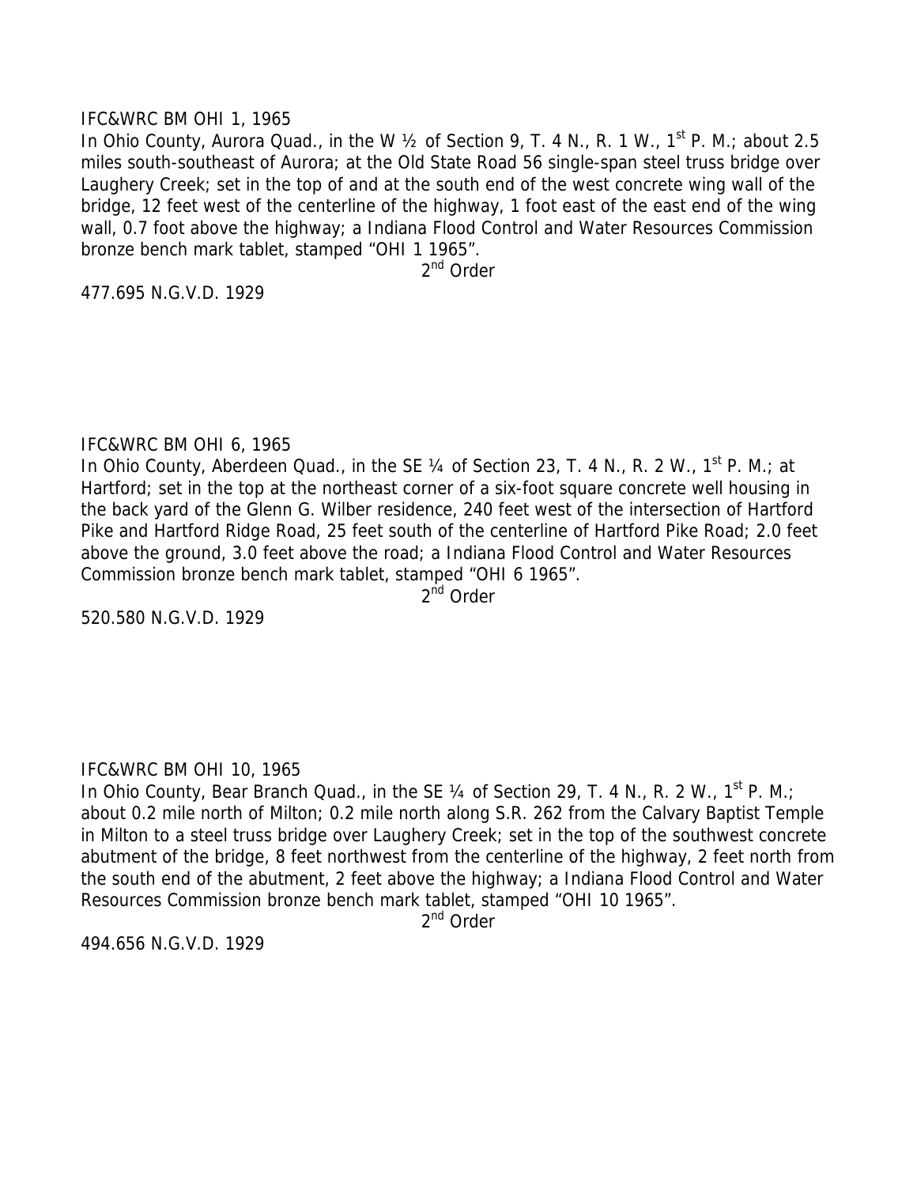IFC&WRC BM OHI 1, 1965

In Ohio County, Aurora Quad., in the W ½ of Section 9, T. 4 N., R. 1 W., 1st P. M.; about 2.5 miles south-southeast of Aurora; at the Old State Road 56 single-span steel truss bridge over Laughery Creek; set in the top of and at the south end of the west concrete wing wall of the bridge, 12 feet west of the centerline of the highway, 1 foot east of the east end of the wing wall, 0.7 foot above the highway; a Indiana Flood Control and Water Resources Commission bronze bench mark tablet, stamped "OHI 1 1965".

2nd Order

477.695 N.G.V.D. 1929

IFC&WRC BM OHI 6, 1965

In Ohio County, Aberdeen Quad., in the SE ¼ of Section 23, T. 4 N., R. 2 W., 1st P. M.; at Hartford; set in the top at the northeast corner of a six-foot square concrete well housing in the back yard of the Glenn G. Wilber residence, 240 feet west of the intersection of Hartford Pike and Hartford Ridge Road, 25 feet south of the centerline of Hartford Pike Road; 2.0 feet above the ground, 3.0 feet above the road; a Indiana Flood Control and Water Resources Commission bronze bench mark tablet, stamped "OHI 6 1965".

2nd Order

520.580 N.G.V.D. 1929

IFC&WRC BM OHI 10, 1965

In Ohio County, Bear Branch Quad., in the SE ¼ of Section 29, T. 4 N., R. 2 W., 1st P. M.; about 0.2 mile north of Milton; 0.2 mile north along S.R. 262 from the Calvary Baptist Temple in Milton to a steel truss bridge over Laughery Creek; set in the top of the southwest concrete abutment of the bridge, 8 feet northwest from the centerline of the highway, 2 feet north from the south end of the abutment, 2 feet above the highway; a Indiana Flood Control and Water Resources Commission bronze bench mark tablet, stamped "OHI 10 1965".

2nd Order

494.656 N.G.V.D. 1929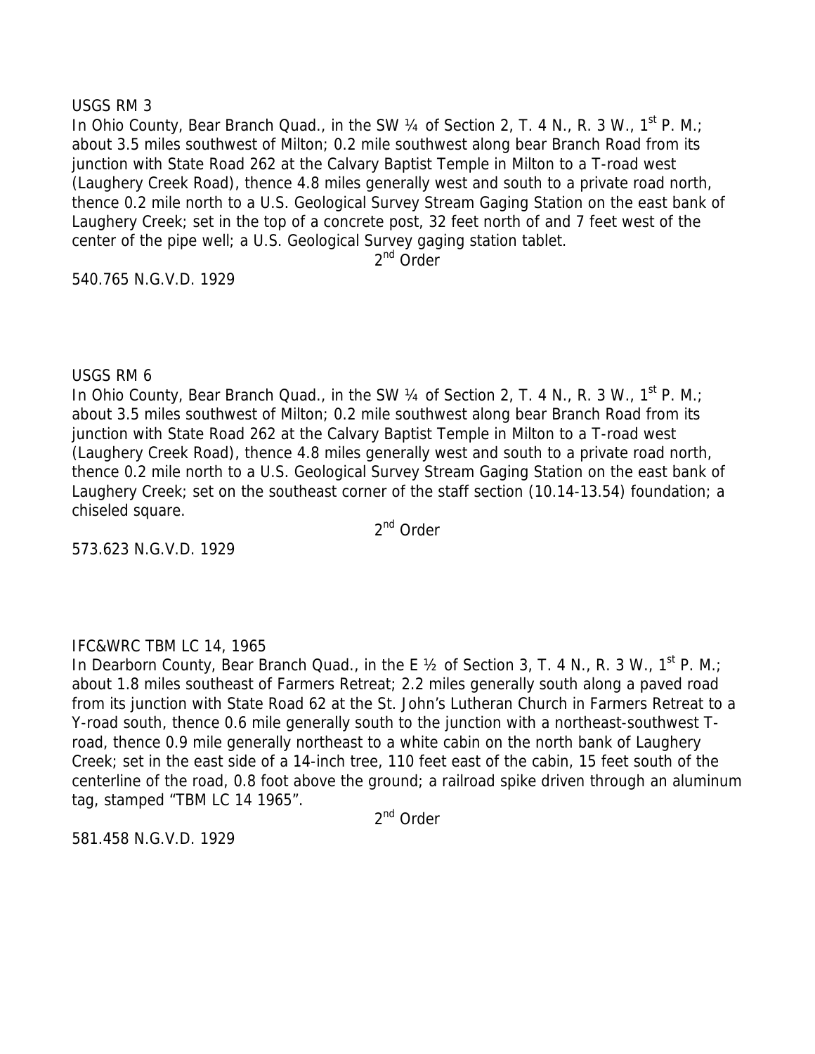USGS RM 3

In Ohio County, Bear Branch Quad., in the SW ¼ of Section 2, T. 4 N., R. 3 W., 1st P. M.; about 3.5 miles southwest of Milton; 0.2 mile southwest along bear Branch Road from its junction with State Road 262 at the Calvary Baptist Temple in Milton to a T-road west (Laughery Creek Road), thence 4.8 miles generally west and south to a private road north, thence 0.2 mile north to a U.S. Geological Survey Stream Gaging Station on the east bank of Laughery Creek; set in the top of a concrete post, 32 feet north of and 7 feet west of the center of the pipe well; a U.S. Geological Survey gaging station tablet.

2nd Order

540.765 N.G.V.D. 1929

USGS RM 6

In Ohio County, Bear Branch Quad., in the SW ¼ of Section 2, T. 4 N., R. 3 W., 1st P. M.; about 3.5 miles southwest of Milton; 0.2 mile southwest along bear Branch Road from its junction with State Road 262 at the Calvary Baptist Temple in Milton to a T-road west (Laughery Creek Road), thence 4.8 miles generally west and south to a private road north, thence 0.2 mile north to a U.S. Geological Survey Stream Gaging Station on the east bank of Laughery Creek; set on the southeast corner of the staff section (10.14-13.54) foundation; a chiseled square.

2nd Order

573.623 N.G.V.D. 1929

IFC&WRC TBM LC 14, 1965

In Dearborn County, Bear Branch Quad., in the E ½ of Section 3, T. 4 N., R. 3 W., 1st P. M.; about 1.8 miles southeast of Farmers Retreat; 2.2 miles generally south along a paved road from its junction with State Road 62 at the St. John's Lutheran Church in Farmers Retreat to a Y-road south, thence 0.6 mile generally south to the junction with a northeast-southwest T-road, thence 0.9 mile generally northeast to a white cabin on the north bank of Laughery Creek; set in the east side of a 14-inch tree, 110 feet east of the cabin, 15 feet south of the centerline of the road, 0.8 foot above the ground; a railroad spike driven through an aluminum tag, stamped "TBM LC 14 1965".

2nd Order

581.458 N.G.V.D. 1929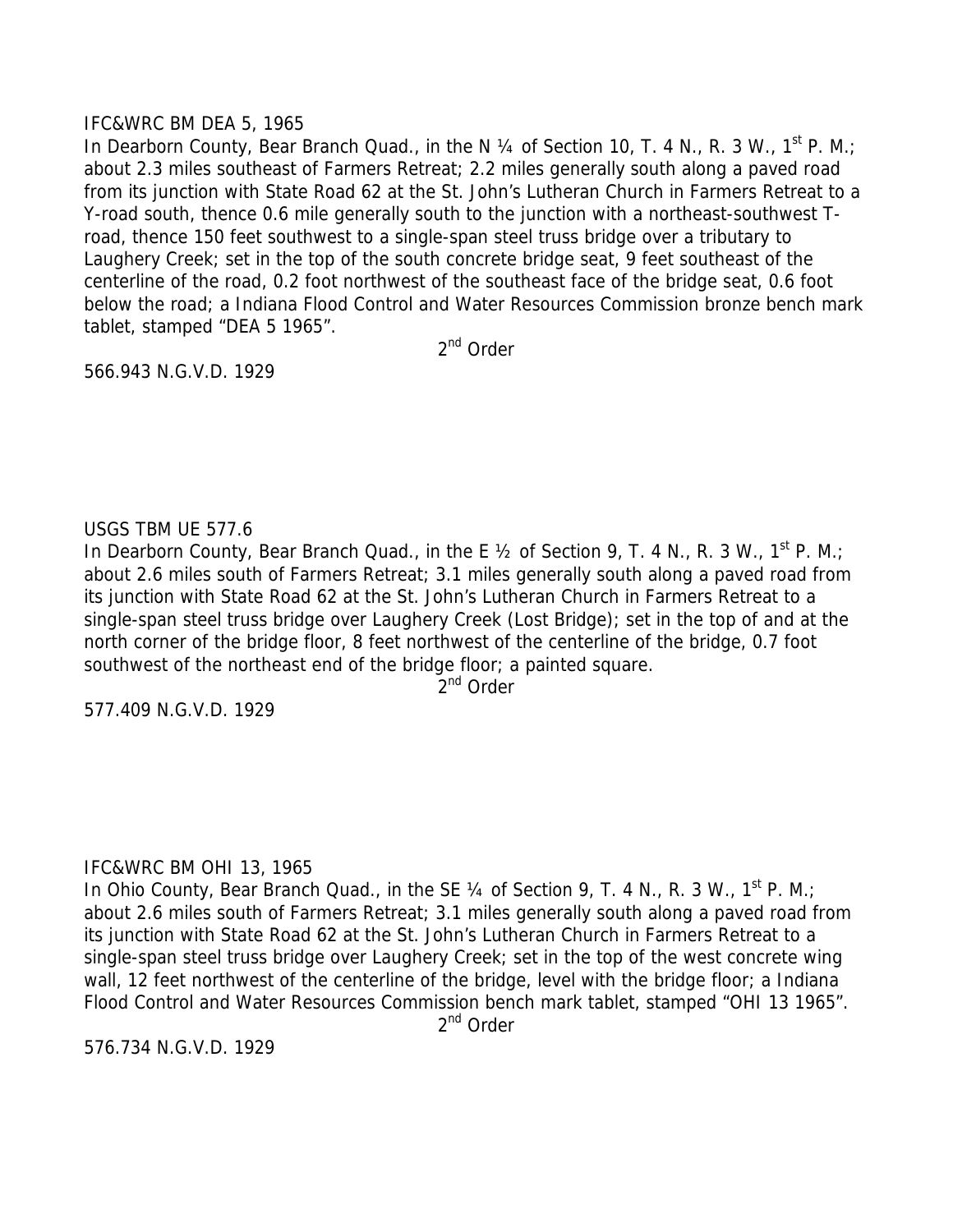IFC&WRC BM DEA 5, 1965

In Dearborn County, Bear Branch Quad., in the N ¼ of Section 10, T. 4 N., R. 3 W., 1st P. M.; about 2.3 miles southeast of Farmers Retreat; 2.2 miles generally south along a paved road from its junction with State Road 62 at the St. John's Lutheran Church in Farmers Retreat to a Y-road south, thence 0.6 mile generally south to the junction with a northeast-southwest T-road, thence 150 feet southwest to a single-span steel truss bridge over a tributary to Laughery Creek; set in the top of the south concrete bridge seat, 9 feet southeast of the centerline of the road, 0.2 foot northwest of the southeast face of the bridge seat, 0.6 foot below the road; a Indiana Flood Control and Water Resources Commission bronze bench mark tablet, stamped "DEA 5 1965".

2nd Order

566.943 N.G.V.D. 1929

USGS TBM UE 577.6

In Dearborn County, Bear Branch Quad., in the E ½ of Section 9, T. 4 N., R. 3 W., 1st P. M.; about 2.6 miles south of Farmers Retreat; 3.1 miles generally south along a paved road from its junction with State Road 62 at the St. John's Lutheran Church in Farmers Retreat to a single-span steel truss bridge over Laughery Creek (Lost Bridge); set in the top of and at the north corner of the bridge floor, 8 feet northwest of the centerline of the bridge, 0.7 foot southwest of the northeast end of the bridge floor; a painted square.

2nd Order

577.409 N.G.V.D. 1929

IFC&WRC BM OHI 13, 1965

In Ohio County, Bear Branch Quad., in the SE ¼ of Section 9, T. 4 N., R. 3 W., 1st P. M.; about 2.6 miles south of Farmers Retreat; 3.1 miles generally south along a paved road from its junction with State Road 62 at the St. John's Lutheran Church in Farmers Retreat to a single-span steel truss bridge over Laughery Creek; set in the top of the west concrete wing wall, 12 feet northwest of the centerline of the bridge, level with the bridge floor; a Indiana Flood Control and Water Resources Commission bench mark tablet, stamped "OHI 13 1965".

2nd Order

576.734 N.G.V.D. 1929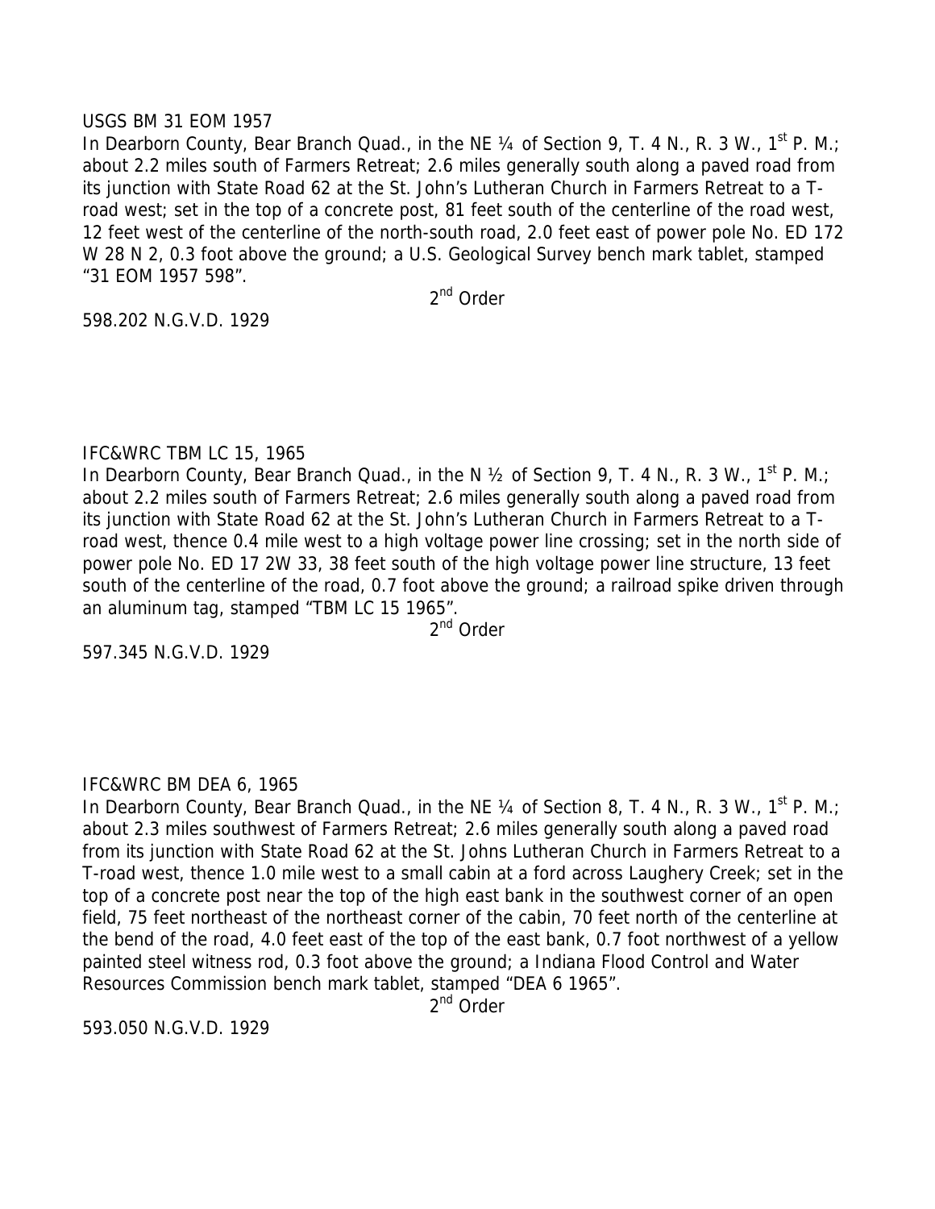USGS BM 31 EOM 1957

In Dearborn County, Bear Branch Quad., in the NE ¼ of Section 9, T. 4 N., R. 3 W., 1st P. M.; about 2.2 miles south of Farmers Retreat; 2.6 miles generally south along a paved road from its junction with State Road 62 at the St. John's Lutheran Church in Farmers Retreat to a T-road west; set in the top of a concrete post, 81 feet south of the centerline of the road west, 12 feet west of the centerline of the north-south road, 2.0 feet east of power pole No. ED 172 W 28 N 2, 0.3 foot above the ground; a U.S. Geological Survey bench mark tablet, stamped "31 EOM 1957 598".

2nd Order

598.202 N.G.V.D. 1929

IFC&WRC TBM LC 15, 1965

In Dearborn County, Bear Branch Quad., in the N ½ of Section 9, T. 4 N., R. 3 W., 1st P. M.; about 2.2 miles south of Farmers Retreat; 2.6 miles generally south along a paved road from its junction with State Road 62 at the St. John's Lutheran Church in Farmers Retreat to a T-road west, thence 0.4 mile west to a high voltage power line crossing; set in the north side of power pole No. ED 17 2W 33, 38 feet south of the high voltage power line structure, 13 feet south of the centerline of the road, 0.7 foot above the ground; a railroad spike driven through an aluminum tag, stamped "TBM LC 15 1965".

2nd Order

597.345 N.G.V.D. 1929

IFC&WRC BM DEA 6, 1965

In Dearborn County, Bear Branch Quad., in the NE ¼ of Section 8, T. 4 N., R. 3 W., 1st P. M.; about 2.3 miles southwest of Farmers Retreat; 2.6 miles generally south along a paved road from its junction with State Road 62 at the St. Johns Lutheran Church in Farmers Retreat to a T-road west, thence 1.0 mile west to a small cabin at a ford across Laughery Creek; set in the top of a concrete post near the top of the high east bank in the southwest corner of an open field, 75 feet northeast of the northeast corner of the cabin, 70 feet north of the centerline at the bend of the road, 4.0 feet east of the top of the east bank, 0.7 foot northwest of a yellow painted steel witness rod, 0.3 foot above the ground; a Indiana Flood Control and Water Resources Commission bench mark tablet, stamped "DEA 6 1965".

2nd Order

593.050 N.G.V.D. 1929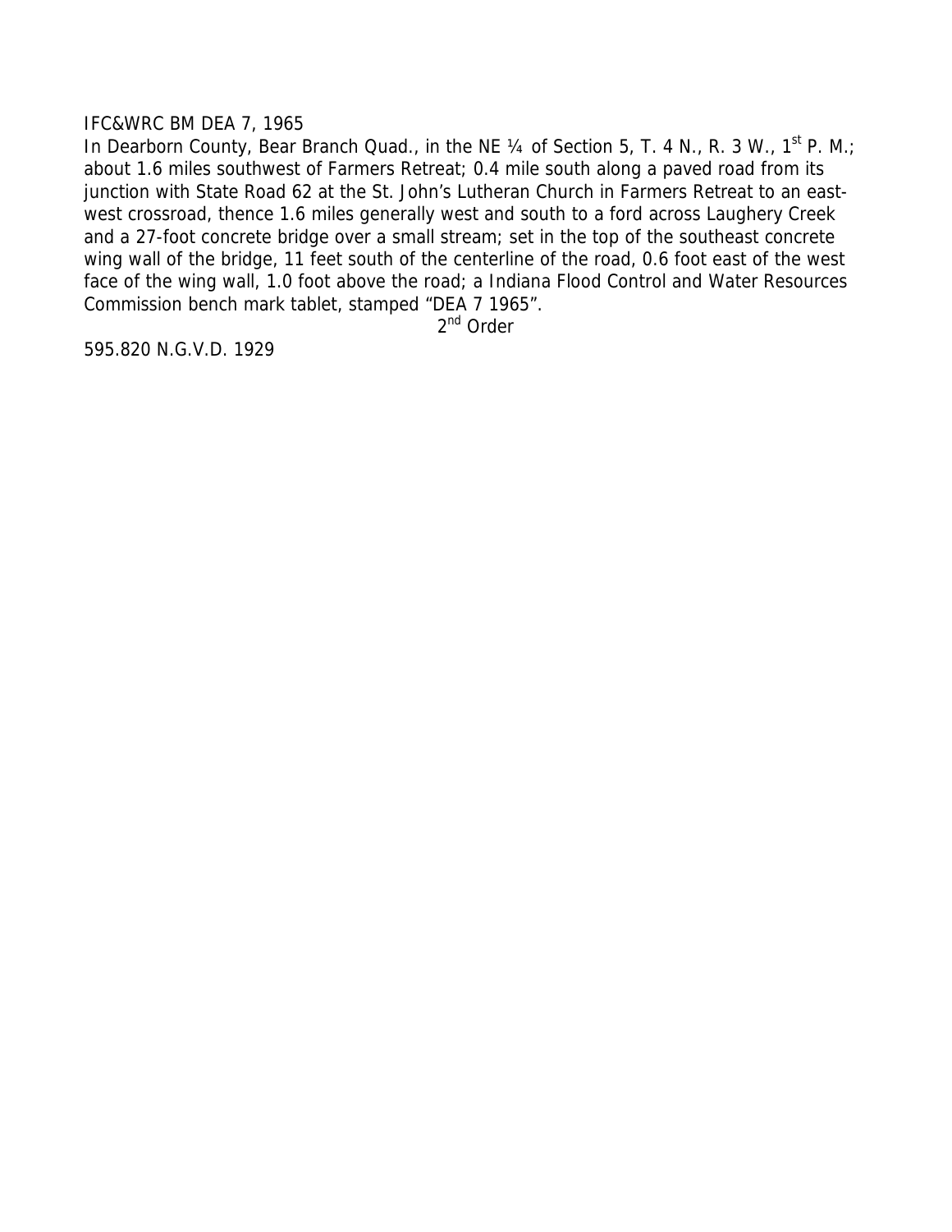IFC&WRC BM DEA 7, 1965

In Dearborn County, Bear Branch Quad., in the NE ¼ of Section 5, T. 4 N., R. 3 W., 1st P. M.; about 1.6 miles southwest of Farmers Retreat; 0.4 mile south along a paved road from its junction with State Road 62 at the St. John's Lutheran Church in Farmers Retreat to an east-west crossroad, thence 1.6 miles generally west and south to a ford across Laughery Creek and a 27-foot concrete bridge over a small stream; set in the top of the southeast concrete wing wall of the bridge, 11 feet south of the centerline of the road, 0.6 foot east of the west face of the wing wall, 1.0 foot above the road; a Indiana Flood Control and Water Resources Commission bench mark tablet, stamped "DEA 7 1965".

2nd Order

595.820 N.G.V.D. 1929